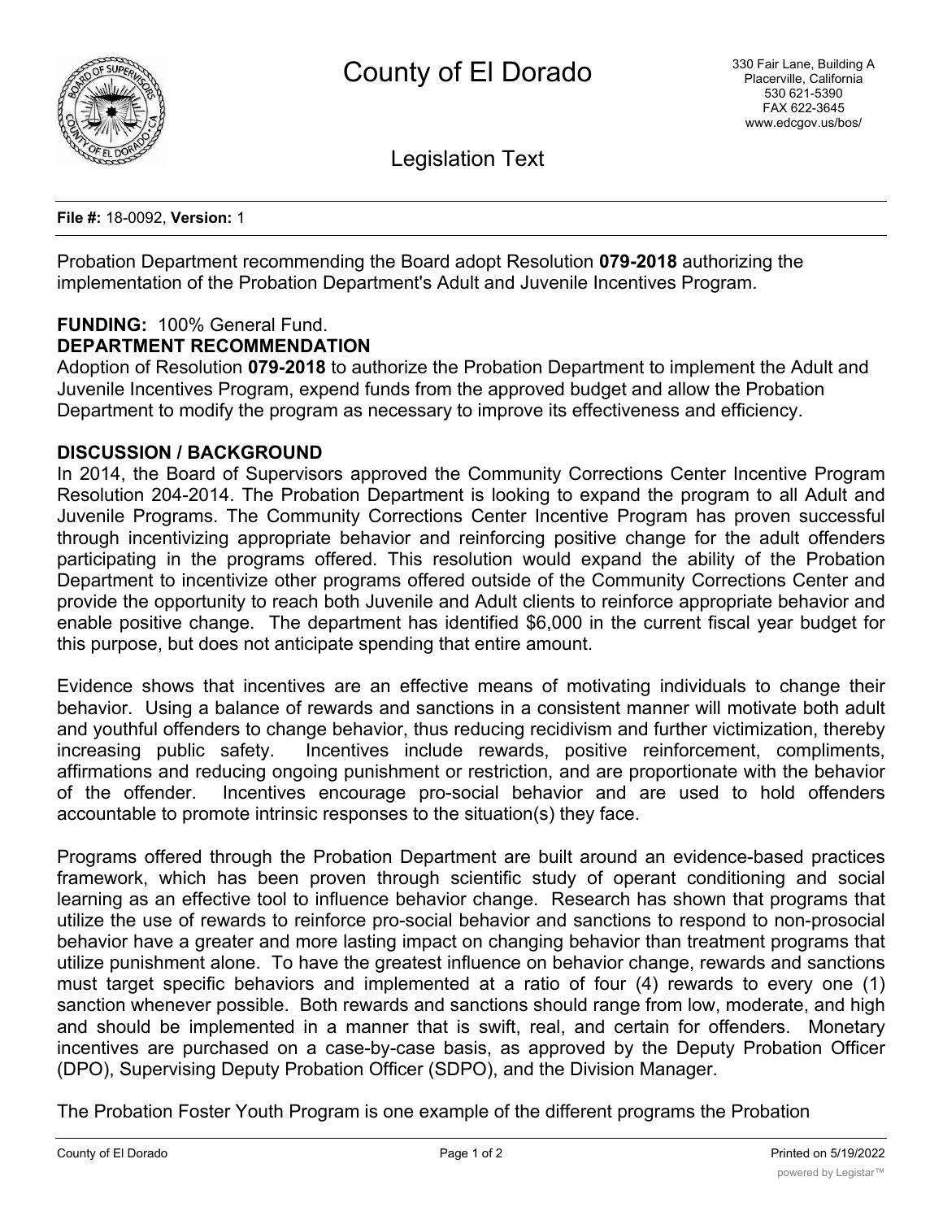# County of El Dorado

330 Fair Lane, Building A
Placerville, California
530 621-5390
FAX 622-3645
www.edcgov.us/bos/

## Legislation Text

**File #:** 18-0092, **Version:** 1

Probation Department recommending the Board adopt Resolution **079-2018** authorizing the implementation of the Probation Department's Adult and Juvenile Incentives Program.

**FUNDING:** 100% General Fund.

**DEPARTMENT RECOMMENDATION**

Adoption of Resolution **079-2018** to authorize the Probation Department to implement the Adult and Juvenile Incentives Program, expend funds from the approved budget and allow the Probation Department to modify the program as necessary to improve its effectiveness and efficiency.

**DISCUSSION / BACKGROUND**

In 2014, the Board of Supervisors approved the Community Corrections Center Incentive Program Resolution 204-2014. The Probation Department is looking to expand the program to all Adult and Juvenile Programs. The Community Corrections Center Incentive Program has proven successful through incentivizing appropriate behavior and reinforcing positive change for the adult offenders participating in the programs offered. This resolution would expand the ability of the Probation Department to incentivize other programs offered outside of the Community Corrections Center and provide the opportunity to reach both Juvenile and Adult clients to reinforce appropriate behavior and enable positive change. The department has identified $6,000 in the current fiscal year budget for this purpose, but does not anticipate spending that entire amount.

Evidence shows that incentives are an effective means of motivating individuals to change their behavior. Using a balance of rewards and sanctions in a consistent manner will motivate both adult and youthful offenders to change behavior, thus reducing recidivism and further victimization, thereby increasing public safety. Incentives include rewards, positive reinforcement, compliments, affirmations and reducing ongoing punishment or restriction, and are proportionate with the behavior of the offender. Incentives encourage pro-social behavior and are used to hold offenders accountable to promote intrinsic responses to the situation(s) they face.

Programs offered through the Probation Department are built around an evidence-based practices framework, which has been proven through scientific study of operant conditioning and social learning as an effective tool to influence behavior change. Research has shown that programs that utilize the use of rewards to reinforce pro-social behavior and sanctions to respond to non-prosocial behavior have a greater and more lasting impact on changing behavior than treatment programs that utilize punishment alone. To have the greatest influence on behavior change, rewards and sanctions must target specific behaviors and implemented at a ratio of four (4) rewards to every one (1) sanction whenever possible. Both rewards and sanctions should range from low, moderate, and high and should be implemented in a manner that is swift, real, and certain for offenders. Monetary incentives are purchased on a case-by-case basis, as approved by the Deputy Probation Officer (DPO), Supervising Deputy Probation Officer (SDPO), and the Division Manager.

The Probation Foster Youth Program is one example of the different programs the Probation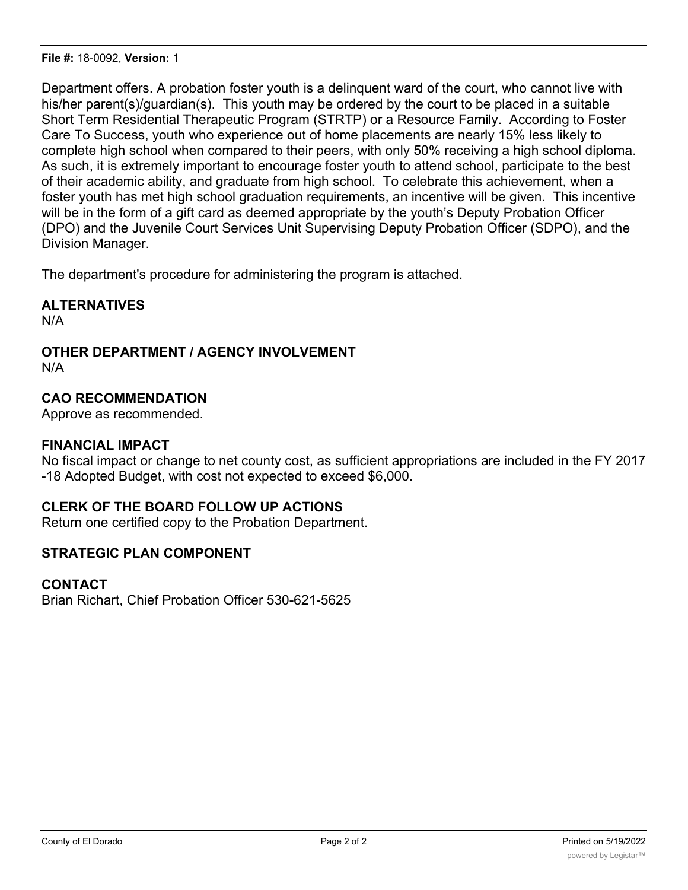Department offers. A probation foster youth is a delinquent ward of the court, who cannot live with his/her parent(s)/guardian(s). This youth may be ordered by the court to be placed in a suitable Short Term Residential Therapeutic Program (STRTP) or a Resource Family. According to Foster Care To Success, youth who experience out of home placements are nearly 15% less likely to complete high school when compared to their peers, with only 50% receiving a high school diploma. As such, it is extremely important to encourage foster youth to attend school, participate to the best of their academic ability, and graduate from high school. To celebrate this achievement, when a foster youth has met high school graduation requirements, an incentive will be given. This incentive will be in the form of a gift card as deemed appropriate by the youth's Deputy Probation Officer (DPO) and the Juvenile Court Services Unit Supervising Deputy Probation Officer (SDPO), and the Division Manager.

The department's procedure for administering the program is attached.

**ALTERNATIVES**

N/A

**OTHER DEPARTMENT / AGENCY INVOLVEMENT**

N/A

**CAO RECOMMENDATION**

Approve as recommended.

**FINANCIAL IMPACT**

No fiscal impact or change to net county cost, as sufficient appropriations are included in the FY 2017-18 Adopted Budget, with cost not expected to exceed $6,000.

**CLERK OF THE BOARD FOLLOW UP ACTIONS**

Return one certified copy to the Probation Department.

**STRATEGIC PLAN COMPONENT**

**CONTACT**

Brian Richart, Chief Probation Officer 530-621-5625